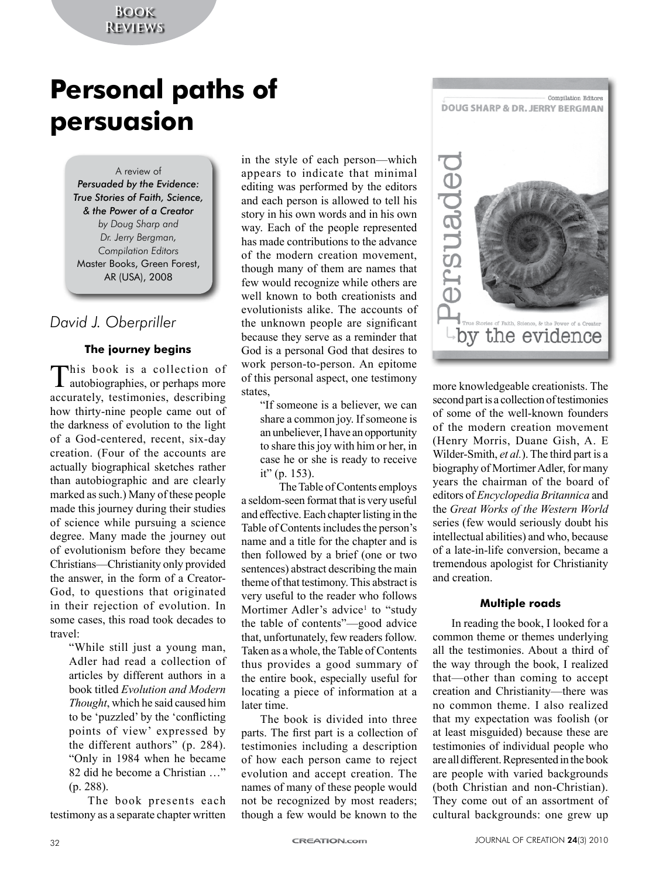# Personal paths of persuasion

A review of
*Persuaded by the Evidence: True Stories of Faith, Science, & the Power of a Creator*
*by Doug Sharp and Dr. Jerry Bergman, Compilation Editors*
Master Books, Green Forest, AR (USA), 2008

*David J. Oberpriller*

### The journey begins

This book is a collection of autobiographies, or perhaps more accurately, testimonies, describing how thirty-nine people came out of the darkness of evolution to the light of a God-centered, recent, six-day creation. (Four of the accounts are actually biographical sketches rather than autobiographic and are clearly marked as such.) Many of these people made this journey during their studies of science while pursuing a science degree. Many made the journey out of evolutionism before they became Christians—Christianity only provided the answer, in the form of a Creator-God, to questions that originated in their rejection of evolution. In some cases, this road took decades to travel:

> "While still just a young man, Adler had read a collection of articles by different authors in a book titled *Evolution and Modern Thought*, which he said caused him to be 'puzzled' by the 'conflicting points of view' expressed by the different authors" (p. 284). "Only in 1984 when he became 82 did he become a Christian …" (p. 288).

The book presents each testimony as a separate chapter written in the style of each person—which appears to indicate that minimal editing was performed by the editors and each person is allowed to tell his story in his own words and in his own way. Each of the people represented has made contributions to the advance of the modern creation movement, though many of them are names that few would recognize while others are well known to both creationists and evolutionists alike. The accounts of the unknown people are significant because they serve as a reminder that God is a personal God that desires to work person-to-person. An epitome of this personal aspect, one testimony states,

> "If someone is a believer, we can share a common joy. If someone is an unbeliever, I have an opportunity to share this joy with him or her, in case he or she is ready to receive it" (p. 153).

The Table of Contents employs a seldom-seen format that is very useful and effective. Each chapter listing in the Table of Contents includes the person's name and a title for the chapter and is then followed by a brief (one or two sentences) abstract describing the main theme of that testimony. This abstract is very useful to the reader who follows Mortimer Adler's advice[1] to "study the table of contents"—good advice that, unfortunately, few readers follow. Taken as a whole, the Table of Contents thus provides a good summary of the entire book, especially useful for locating a piece of information at a later time.

The book is divided into three parts. The first part is a collection of testimonies including a description of how each person came to reject evolution and accept creation. The names of many of these people would not be recognized by most readers; though a few would be known to the more knowledgeable creationists. The second part is a collection of testimonies of some of the well-known founders of the modern creation movement (Henry Morris, Duane Gish, A. E Wilder-Smith, *et al.*). The third part is a biography of Mortimer Adler, for many years the chairman of the board of editors of *Encyclopedia Britannica* and the *Great Works of the Western World* series (few would seriously doubt his intellectual abilities) and who, because of a late-in-life conversion, became a tremendous apologist for Christianity and creation.

### Multiple roads

In reading the book, I looked for a common theme or themes underlying all the testimonies. About a third of the way through the book, I realized that—other than coming to accept creation and Christianity—there was no common theme. I also realized that my expectation was foolish (or at least misguided) because these are testimonies of individual people who are all different. Represented in the book are people with varied backgrounds (both Christian and non-Christian). They come out of an assortment of cultural backgrounds: one grew up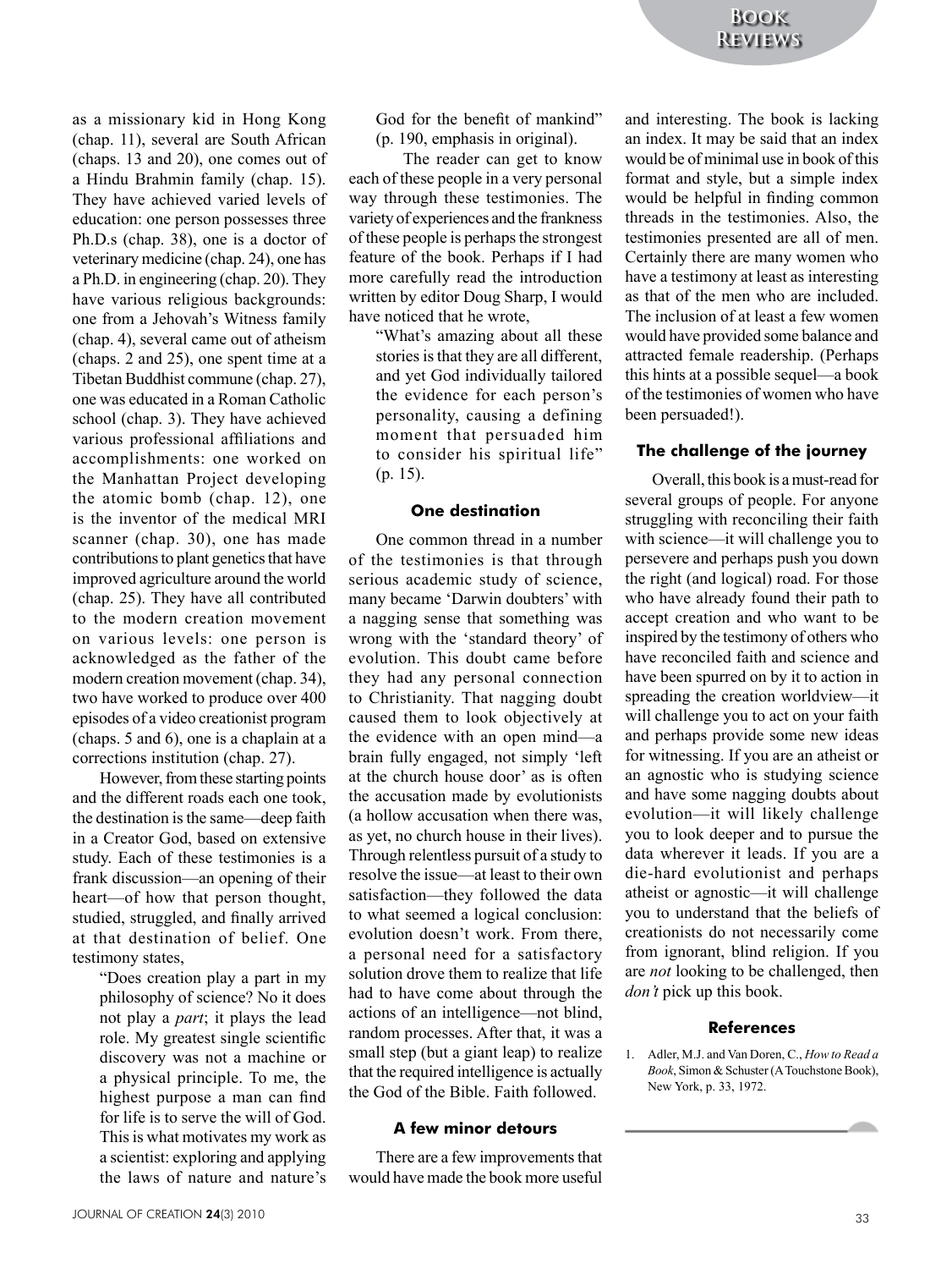as a missionary kid in Hong Kong (chap. 11), several are South African (chaps. 13 and 20), one comes out of a Hindu Brahmin family (chap. 15). They have achieved varied levels of education: one person possesses three Ph.D.s (chap. 38), one is a doctor of veterinary medicine (chap. 24), one has a Ph.D. in engineering (chap. 20). They have various religious backgrounds: one from a Jehovah's Witness family (chap. 4), several came out of atheism (chaps. 2 and 25), one spent time at a Tibetan Buddhist commune (chap. 27), one was educated in a Roman Catholic school (chap. 3). They have achieved various professional affiliations and accomplishments: one worked on the Manhattan Project developing the atomic bomb (chap. 12), one is the inventor of the medical MRI scanner (chap. 30), one has made contributions to plant genetics that have improved agriculture around the world (chap. 25). They have all contributed to the modern creation movement on various levels: one person is acknowledged as the father of the modern creation movement (chap. 34), two have worked to produce over 400 episodes of a video creationist program (chaps. 5 and 6), one is a chaplain at a corrections institution (chap. 27).

However, from these starting points and the different roads each one took, the destination is the same—deep faith in a Creator God, based on extensive study. Each of these testimonies is a frank discussion—an opening of their heart—of how that person thought, studied, struggled, and finally arrived at that destination of belief. One testimony states,

> "Does creation play a part in my philosophy of science? No it does not play a *part*; it plays the lead role. My greatest single scientific discovery was not a machine or a physical principle. To me, the highest purpose a man can find for life is to serve the will of God. This is what motivates my work as a scientist: exploring and applying the laws of nature and nature's God for the benefit of mankind" (p. 190, emphasis in original).

The reader can get to know each of these people in a very personal way through these testimonies. The variety of experiences and the frankness of these people is perhaps the strongest feature of the book. Perhaps if I had more carefully read the introduction written by editor Doug Sharp, I would have noticed that he wrote,

> "What's amazing about all these stories is that they are all different, and yet God individually tailored the evidence for each person's personality, causing a defining moment that persuaded him to consider his spiritual life" (p. 15).

### One destination

One common thread in a number of the testimonies is that through serious academic study of science, many became 'Darwin doubters' with a nagging sense that something was wrong with the 'standard theory' of evolution. This doubt came before they had any personal connection to Christianity. That nagging doubt caused them to look objectively at the evidence with an open mind—a brain fully engaged, not simply 'left at the church house door' as is often the accusation made by evolutionists (a hollow accusation when there was, as yet, no church house in their lives). Through relentless pursuit of a study to resolve the issue—at least to their own satisfaction—they followed the data to what seemed a logical conclusion: evolution doesn't work. From there, a personal need for a satisfactory solution drove them to realize that life had to have come about through the actions of an intelligence—not blind, random processes. After that, it was a small step (but a giant leap) to realize that the required intelligence is actually the God of the Bible. Faith followed.

### A few minor detours

There are a few improvements that would have made the book more useful and interesting. The book is lacking an index. It may be said that an index would be of minimal use in book of this format and style, but a simple index would be helpful in finding common threads in the testimonies. Also, the testimonies presented are all of men. Certainly there are many women who have a testimony at least as interesting as that of the men who are included. The inclusion of at least a few women would have provided some balance and attracted female readership. (Perhaps this hints at a possible sequel—a book of the testimonies of women who have been persuaded!).

### The challenge of the journey

Overall, this book is a must-read for several groups of people. For anyone struggling with reconciling their faith with science—it will challenge you to persevere and perhaps push you down the right (and logical) road. For those who have already found their path to accept creation and who want to be inspired by the testimony of others who have reconciled faith and science and have been spurred on by it to action in spreading the creation worldview—it will challenge you to act on your faith and perhaps provide some new ideas for witnessing. If you are an atheist or an agnostic who is studying science and have some nagging doubts about evolution—it will likely challenge you to look deeper and to pursue the data wherever it leads. If you are a die-hard evolutionist and perhaps atheist or agnostic—it will challenge you to understand that the beliefs of creationists do not necessarily come from ignorant, blind religion. If you are *not* looking to be challenged, then *don't* pick up this book.

### References

1. Adler, M.J. and Van Doren, C., *How to Read a Book*, Simon & Schuster (A Touchstone Book), New York, p. 33, 1972.